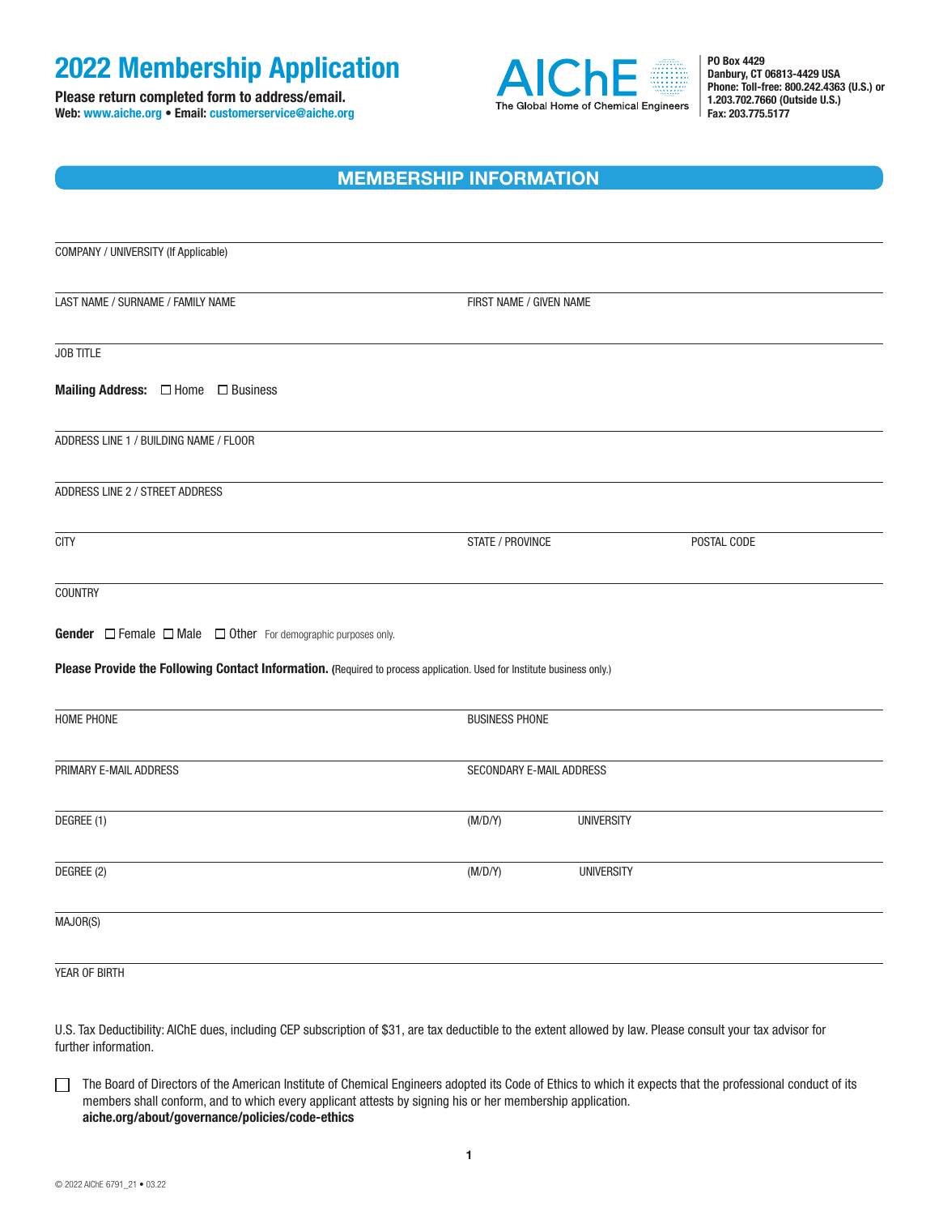# 2022 Membership Application

**Please return completed form to address/email.**
**Web:** www.aiche.org • **Email:** customerservice@aiche.org

AIChE
The Global Home of Chemical Engineers

**PO Box 4429**
**Danbury, CT 06813-4429 USA**
**Phone: Toll-free: 800.242.4363 (U.S.) or 1.203.702.7660 (Outside U.S.)**
**Fax: 203.775.5177**

## MEMBERSHIP INFORMATION

COMPANY / UNIVERSITY (If Applicable)

LAST NAME / SURNAME / FAMILY NAME

FIRST NAME / GIVEN NAME

JOB TITLE

**Mailing Address:** ☐ Home ☐ Business

ADDRESS LINE 1 / BUILDING NAME / FLOOR

ADDRESS LINE 2 / STREET ADDRESS

CITY

STATE / PROVINCE

POSTAL CODE

COUNTRY

**Gender** ☐ Female ☐ Male ☐ Other For demographic purposes only.

**Please Provide the Following Contact Information.** (Required to process application. Used for Institute business only.)

HOME PHONE

BUSINESS PHONE

PRIMARY E-MAIL ADDRESS

SECONDARY E-MAIL ADDRESS

DEGREE (1) (M/D/Y) UNIVERSITY

DEGREE (2) (M/D/Y) UNIVERSITY

MAJOR(S)

YEAR OF BIRTH

U.S. Tax Deductibility: AIChE dues, including CEP subscription of $31, are tax deductible to the extent allowed by law. Please consult your tax advisor for further information.

☐ The Board of Directors of the American Institute of Chemical Engineers adopted its Code of Ethics to which it expects that the professional conduct of its members shall conform, and to which every applicant attests by signing his or her membership application. **aiche.org/about/governance/policies/code-ethics**

© 2022 AIChE 6791_21 • 03.22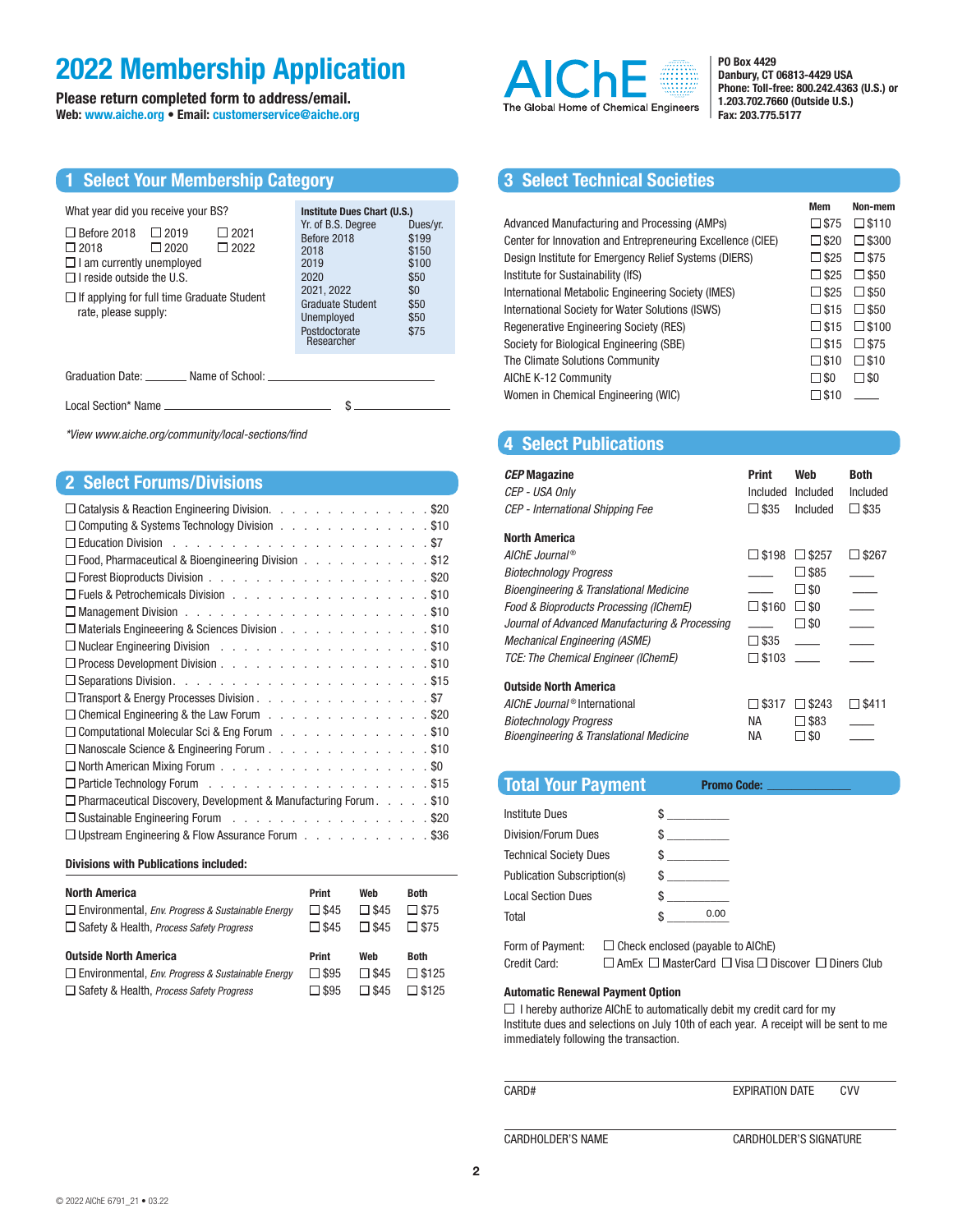# 2022 Membership Application

**Please return completed form to address/email.**
**Web: www.aiche.org • Email: customerservice@aiche.org**

AIChE
The Global Home of Chemical Engineers

**PO Box 4429**
**Danbury, CT 06813-4429 USA**
**Phone: Toll-free: 800.242.4363 (U.S.) or 1.203.702.7660 (Outside U.S.)**
**Fax: 203.775.5177**

## 1 Select Your Membership Category

What year did you receive your BS?

☐ Before 2018 ☐ 2019 ☐ 2021
☐ 2018 ☐ 2020 ☐ 2022
☐ I am currently unemployed
☐ I reside outside the U.S.
☐ If applying for full time Graduate Student rate, please supply:

**Institute Dues Chart (U.S.)**

| Yr. of B.S. Degree | Dues/yr. |
|---|---|
| Before 2018 | $199 |
| 2018 | $150 |
| 2019 | $100 |
| 2020 | $50 |
| 2021, 2022 | $0 |
| Graduate Student | $50 |
| Unemployed | $50 |
| Postdoctorate Researcher | $75 |

Graduation Date: _______ Name of School: ____________________

Local Section* Name ____________________ $ __________

*View www.aiche.org/community/local-sections/find*

## 2 Select Forums/Divisions

- ☐ Catalysis & Reaction Engineering Division . . . $20
- ☐ Computing & Systems Technology Division . . . $10
- ☐ Education Division . . . $7
- ☐ Food, Pharmaceutical & Bioengineering Division . . . $12
- ☐ Forest Bioproducts Division . . . $20
- ☐ Fuels & Petrochemicals Division . . . $10
- ☐ Management Division . . . $10
- ☐ Materials Engineering & Sciences Division . . . $10
- ☐ Nuclear Engineering Division . . . $10
- ☐ Process Development Division . . . $10
- ☐ Separations Division . . . $15
- ☐ Transport & Energy Processes Division . . . $7
- ☐ Chemical Engineering & the Law Forum . . . $20
- ☐ Computational Molecular Sci & Eng Forum . . . $10
- ☐ Nanoscale Science & Engineering Forum . . . $10
- ☐ North American Mixing Forum . . . $0
- ☐ Particle Technology Forum . . . $15
- ☐ Pharmaceutical Discovery, Development & Manufacturing Forum . . . $10
- ☐ Sustainable Engineering Forum . . . $20
- ☐ Upstream Engineering & Flow Assurance Forum . . . $36

**Divisions with Publications included:**

| **North America** | **Print** | **Web** | **Both** |
|---|---|---|---|
| ☐ Environmental, *Env. Progress & Sustainable Energy* | ☐ $45 | ☐ $45 | ☐ $75 |
| ☐ Safety & Health, *Process Safety Progress* | ☐ $45 | ☐ $45 | ☐ $75 |

| **Outside North America** | **Print** | **Web** | **Both** |
|---|---|---|---|
| ☐ Environmental, *Env. Progress & Sustainable Energy* | ☐ $95 | ☐ $45 | ☐ $125 |
| ☐ Safety & Health, *Process Safety Progress* | ☐ $95 | ☐ $45 | ☐ $125 |

## 3 Select Technical Societies

| | **Mem** | **Non-mem** |
|---|---|---|
| Advanced Manufacturing and Processing (AMPs) | ☐ $75 | ☐ $110 |
| Center for Innovation and Entrepreneuring Excellence (CIEE) | ☐ $20 | ☐ $300 |
| Design Institute for Emergency Relief Systems (DIERS) | ☐ $25 | ☐ $75 |
| Institute for Sustainability (IfS) | ☐ $25 | ☐ $50 |
| International Metabolic Engineering Society (IMES) | ☐ $25 | ☐ $50 |
| International Society for Water Solutions (ISWS) | ☐ $15 | ☐ $50 |
| Regenerative Engineering Society (RES) | ☐ $15 | ☐ $100 |
| Society for Biological Engineering (SBE) | ☐ $15 | ☐ $75 |
| The Climate Solutions Community | ☐ $10 | ☐ $10 |
| AIChE K-12 Community | ☐ $0 | ☐ $0 |
| Women in Chemical Engineering (WIC) | ☐ $10 | ____ |

## 4 Select Publications

| ***CEP* Magazine** | **Print** | **Web** | **Both** |
|---|---|---|---|
| *CEP - USA Only* | Included | Included | Included |
| *CEP - International Shipping Fee* | ☐ $35 | Included | ☐ $35 |
| **North America** | | | |
| *AIChE Journal®* | ☐ $198 | ☐ $257 | ☐ $267 |
| *Biotechnology Progress* | | ☐ $85 | ____ |
| *Bioengineering & Translational Medicine* | ____ | ☐ $0 | ____ |
| *Food & Bioproducts Processing (IChemE)* | ☐ $160 | ☐ $0 | ____ |
| *Journal of Advanced Manufacturing & Processing* | ____ | ☐ $0 | ____ |
| *Mechanical Engineering (ASME)* | ☐ $35 | ____ | ____ |
| *TCE: The Chemical Engineer (IChemE)* | ☐ $103 | ____ | ____ |
| **Outside North America** | | | |
| *AIChE Journal®* International | ☐ $317 | ☐ $243 | ☐ $411 |
| *Biotechnology Progress* | NA | ☐ $83 | ____ |
| *Bioengineering & Translational Medicine* | NA | ☐ $0 | ____ |

## Total Your Payment

**Promo Code:** __________

| | |
|---|---|
| Institute Dues | $ ________ |
| Division/Forum Dues | $ ________ |
| Technical Society Dues | $ ________ |
| Publication Subscription(s) | $ ________ |
| Local Section Dues | $ ________ |
| Total | $ 0.00 |

Form of Payment: ☐ Check enclosed (payable to AIChE)
Credit Card: ☐ AmEx ☐ MasterCard ☐ Visa ☐ Discover ☐ Diners Club

**Automatic Renewal Payment Option**

☐ I hereby authorize AIChE to automatically debit my credit card for my Institute dues and selections on July 10th of each year. A receipt will be sent to me immediately following the transaction.

CARD# ____________ EXPIRATION DATE ________ CVV ______

CARDHOLDER'S NAME ____________ CARDHOLDER'S SIGNATURE ____________

© 2022 AIChE 6791_21 • 03.22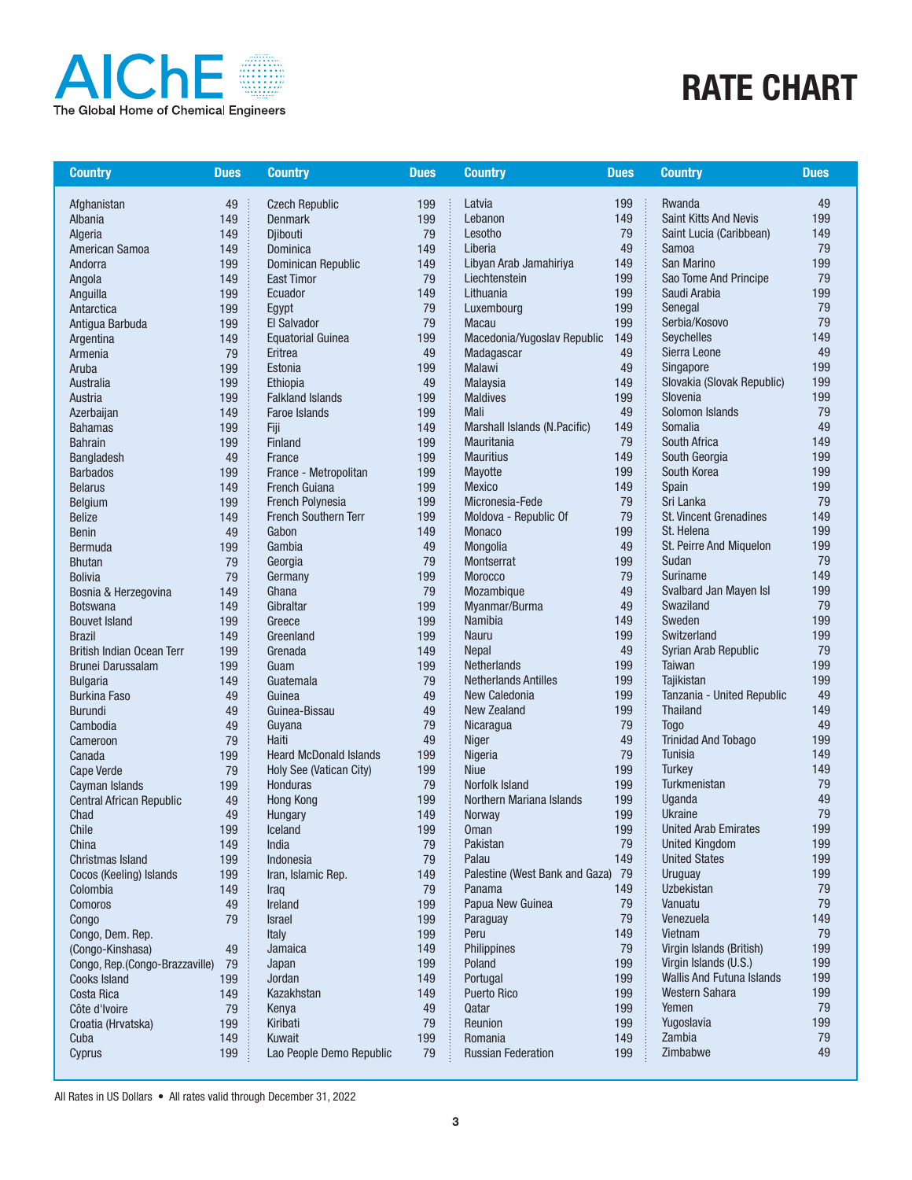AIChE
The Global Home of Chemical Engineers

# RATE CHART

| Country | Dues | Country | Dues | Country | Dues | Country | Dues |
|---|---|---|---|---|---|---|---|
| Afghanistan | 49 | Czech Republic | 199 | Latvia | 199 | Rwanda | 49 |
| Albania | 149 | Denmark | 199 | Lebanon | 149 | Saint Kitts And Nevis | 199 |
| Algeria | 149 | Djibouti | 79 | Lesotho | 79 | Saint Lucia (Caribbean) | 149 |
| American Samoa | 149 | Dominica | 149 | Liberia | 49 | Samoa | 79 |
| Andorra | 199 | Dominican Republic | 149 | Libyan Arab Jamahiriya | 149 | San Marino | 199 |
| Angola | 149 | East Timor | 79 | Liechtenstein | 199 | Sao Tome And Principe | 79 |
| Anguilla | 199 | Ecuador | 149 | Lithuania | 199 | Saudi Arabia | 199 |
| Antarctica | 199 | Egypt | 79 | Luxembourg | 199 | Senegal | 79 |
| Antigua Barbuda | 199 | El Salvador | 79 | Macau | 199 | Serbia/Kosovo | 79 |
| Argentina | 149 | Equatorial Guinea | 199 | Macedonia/Yugoslav Republic | 149 | Seychelles | 149 |
| Armenia | 79 | Eritrea | 49 | Madagascar | 49 | Sierra Leone | 49 |
| Aruba | 199 | Estonia | 199 | Malawi | 49 | Singapore | 199 |
| Australia | 199 | Ethiopia | 49 | Malaysia | 149 | Slovakia (Slovak Republic) | 199 |
| Austria | 199 | Falkland Islands | 199 | Maldives | 199 | Slovenia | 199 |
| Azerbaijan | 149 | Faroe Islands | 199 | Mali | 49 | Solomon Islands | 79 |
| Bahamas | 199 | Fiji | 149 | Marshall Islands (N.Pacific) | 149 | Somalia | 49 |
| Bahrain | 199 | Finland | 199 | Mauritania | 79 | South Africa | 149 |
| Bangladesh | 49 | France | 199 | Mauritius | 149 | South Georgia | 199 |
| Barbados | 199 | France - Metropolitan | 199 | Mayotte | 199 | South Korea | 199 |
| Belarus | 149 | French Guiana | 199 | Mexico | 149 | Spain | 199 |
| Belgium | 199 | French Polynesia | 199 | Micronesia-Fede | 79 | Sri Lanka | 79 |
| Belize | 149 | French Southern Terr | 199 | Moldova - Republic Of | 79 | St. Vincent Grenadines | 149 |
| Benin | 49 | Gabon | 149 | Monaco | 199 | St. Helena | 199 |
| Bermuda | 199 | Gambia | 49 | Mongolia | 49 | St. Peirre And Miquelon | 199 |
| Bhutan | 79 | Georgia | 79 | Montserrat | 199 | Sudan | 79 |
| Bolivia | 79 | Germany | 199 | Morocco | 79 | Suriname | 149 |
| Bosnia & Herzegovina | 149 | Ghana | 79 | Mozambique | 49 | Svalbard Jan Mayen Isl | 199 |
| Botswana | 149 | Gibraltar | 199 | Myanmar/Burma | 49 | Swaziland | 79 |
| Bouvet Island | 199 | Greece | 199 | Namibia | 149 | Sweden | 199 |
| Brazil | 149 | Greenland | 199 | Nauru | 199 | Switzerland | 199 |
| British Indian Ocean Terr | 199 | Grenada | 149 | Nepal | 49 | Syrian Arab Republic | 79 |
| Brunei Darussalam | 199 | Guam | 199 | Netherlands | 199 | Taiwan | 199 |
| Bulgaria | 149 | Guatemala | 79 | Netherlands Antilles | 199 | Tajikistan | 199 |
| Burkina Faso | 49 | Guinea | 49 | New Caledonia | 199 | Tanzania - United Republic | 49 |
| Burundi | 49 | Guinea-Bissau | 49 | New Zealand | 199 | Thailand | 149 |
| Cambodia | 49 | Guyana | 79 | Nicaragua | 79 | Togo | 49 |
| Cameroon | 79 | Haiti | 49 | Niger | 49 | Trinidad And Tobago | 199 |
| Canada | 199 | Heard McDonald Islands | 199 | Nigeria | 79 | Tunisia | 149 |
| Cape Verde | 79 | Holy See (Vatican City) | 199 | Niue | 199 | Turkey | 149 |
| Cayman Islands | 199 | Honduras | 79 | Norfolk Island | 199 | Turkmenistan | 79 |
| Central African Republic | 49 | Hong Kong | 199 | Northern Mariana Islands | 199 | Uganda | 49 |
| Chad | 49 | Hungary | 149 | Norway | 199 | Ukraine | 79 |
| Chile | 199 | Iceland | 199 | Oman | 199 | United Arab Emirates | 199 |
| China | 149 | India | 79 | Pakistan | 79 | United Kingdom | 199 |
| Christmas Island | 199 | Indonesia | 79 | Palau | 149 | United States | 199 |
| Cocos (Keeling) Islands | 199 | Iran, Islamic Rep. | 149 | Palestine (West Bank and Gaza) | 79 | Uruguay | 199 |
| Colombia | 149 | Iraq | 79 | Panama | 149 | Uzbekistan | 79 |
| Comoros | 49 | Ireland | 199 | Papua New Guinea | 79 | Vanuatu | 79 |
| Congo | 79 | Israel | 199 | Paraguay | 79 | Venezuela | 149 |
| Congo, Dem. Rep. (Congo-Kinshasa) | 49 | Italy | 199 | Peru | 149 | Vietnam | 79 |
| Congo, Rep.(Congo-Brazzaville) | 79 | Jamaica | 149 | Philippines | 79 | Virgin Islands (British) | 199 |
| Cooks Island | 199 | Japan | 199 | Poland | 199 | Virgin Islands (U.S.) | 199 |
| Costa Rica | 149 | Jordan | 149 | Portugal | 199 | Wallis And Futuna Islands | 199 |
| Côte d'Ivoire | 79 | Kazakhstan | 149 | Puerto Rico | 199 | Western Sahara | 199 |
| Croatia (Hrvatska) | 199 | Kenya | 49 | Qatar | 199 | Yemen | 79 |
| Cuba | 149 | Kiribati | 79 | Reunion | 199 | Yugoslavia | 199 |
| Cyprus | 199 | Kuwait | 199 | Romania | 149 | Zambia | 79 |
| | | Lao People Demo Republic | 79 | Russian Federation | 199 | Zimbabwe | 49 |

All Rates in US Dollars • All rates valid through December 31, 2022